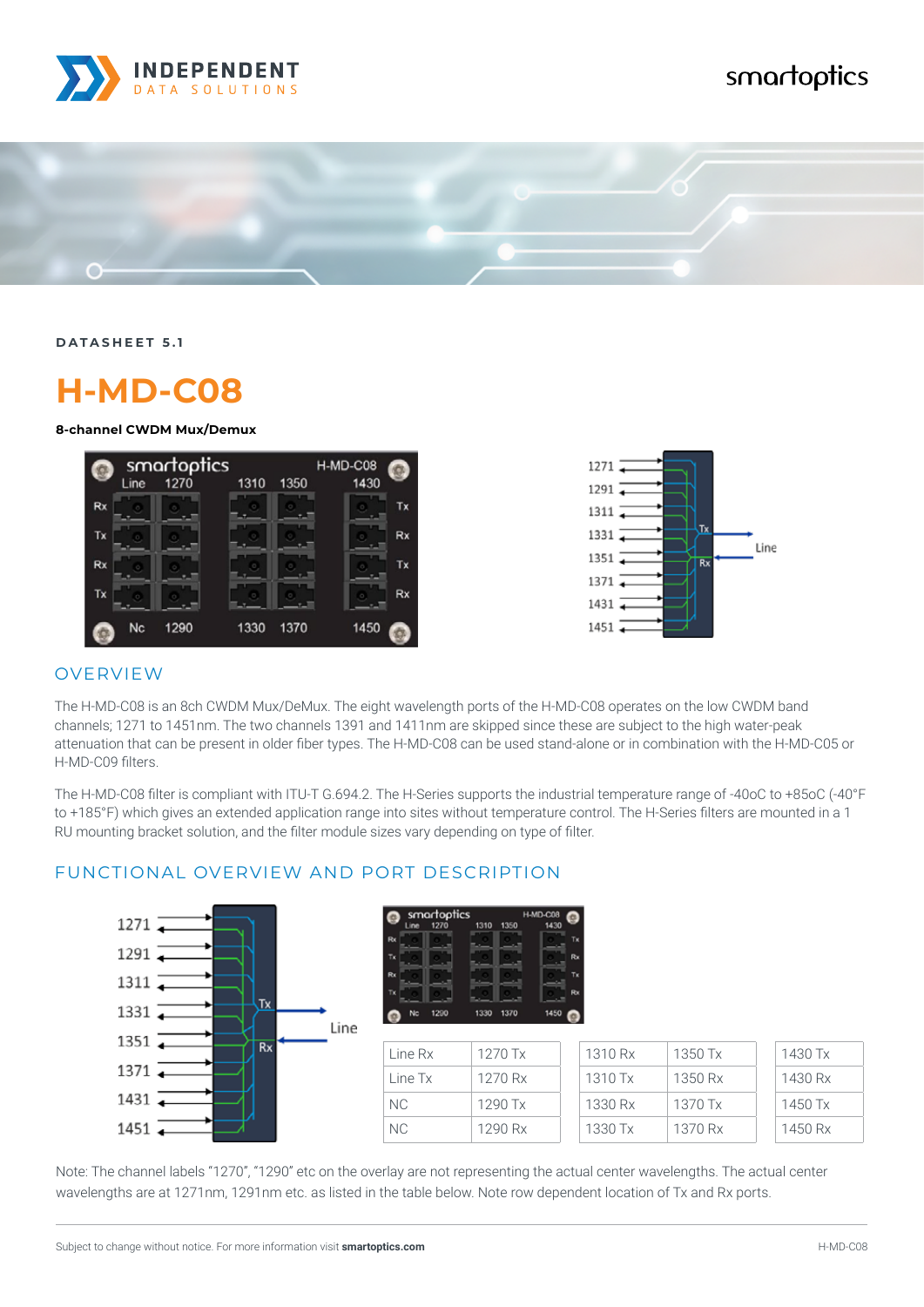**DATASHEET 5.1**

# H-MD-C08

**8-channel CWDM Mux/Demux**

## OVERVIEW

The H-MD-C08 is an 8ch CWDM Mux/DeMux. The eight wavelength ports of the H-MD-C08 operates on the low CWDM band channels; 1271 to 1451nm. The two channels 1391 and 1411nm are skipped since these are subject to the high water-peak attenuation that can be present in older fiber types. The H-MD-C08 can be used stand-alone or in combination with the H-MD-C05 or H-MD-C09 filters.

The H-MD-C08 filter is compliant with ITU-T G.694.2. The H-Series supports the industrial temperature range of -40oC to +85oC (-40°F to +185°F) which gives an extended application range into sites without temperature control. The H-Series filters are mounted in a 1 RU mounting bracket solution, and the filter module sizes vary depending on type of filter.

## FUNCTIONAL OVERVIEW AND PORT DESCRIPTION

| | | | | |
|---|---|---|---|---|
| Line Rx | 1270 Tx | 1310 Rx | 1350 Tx | 1430 Tx |
| Line Tx | 1270 Rx | 1310 Tx | 1350 Rx | 1430 Rx |
| NC | 1290 Tx | 1330 Rx | 1370 Tx | 1450 Tx |
| NC | 1290 Rx | 1330 Tx | 1370 Rx | 1450 Rx |

Note: The channel labels "1270", "1290" etc on the overlay are not representing the actual center wavelengths. The actual center wavelengths are at 1271nm, 1291nm etc. as listed in the table below. Note row dependent location of Tx and Rx ports.

Subject to change without notice. For more information visit **smartoptics.com**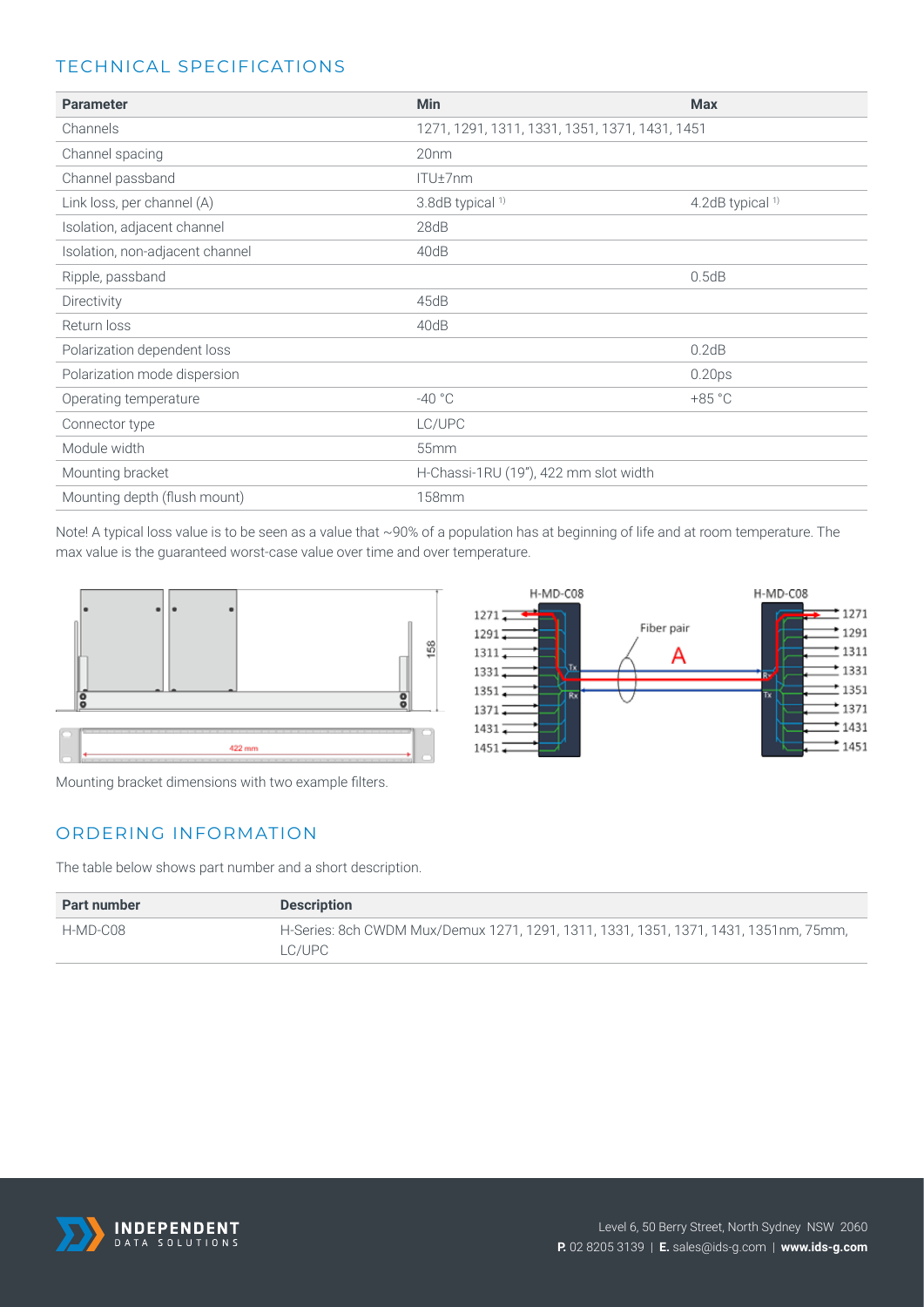## TECHNICAL SPECIFICATIONS

| Parameter | Min | Max |
|---|---|---|
| Channels | 1271, 1291, 1311, 1331, 1351, 1371, 1431, 1451 | |
| Channel spacing | 20nm | |
| Channel passband | ITU±7nm | |
| Link loss, per channel (A) | 3.8dB typical [1] | 4.2dB typical [1] |
| Isolation, adjacent channel | 28dB | |
| Isolation, non-adjacent channel | 40dB | |
| Ripple, passband | | 0.5dB |
| Directivity | 45dB | |
| Return loss | 40dB | |
| Polarization dependent loss | | 0.2dB |
| Polarization mode dispersion | | 0.20ps |
| Operating temperature | -40 °C | +85 °C |
| Connector type | LC/UPC | |
| Module width | 55mm | |
| Mounting bracket | H-Chassi-1RU (19"), 422 mm slot width | |
| Mounting depth (flush mount) | 158mm | |

Note! A typical loss value is to be seen as a value that ~90% of a population has at beginning of life and at room temperature. The max value is the guaranteed worst-case value over time and over temperature.

158

422 mm

Mounting bracket dimensions with two example filters.

H-MD-C08

H-MD-C08

1271
1291
1311
1331
1351
1371
1431
1451

Fiber pair

A

Tx
Rx

1271
1291
1311
1331
1351
1371
1431
1451

## ORDERING INFORMATION

The table below shows part number and a short description.

| Part number | Description |
|---|---|
| H-MD-C08 | H-Series: 8ch CWDM Mux/Demux 1271, 1291, 1311, 1331, 1351, 1371, 1431, 1351nm, 75mm, LC/UPC |